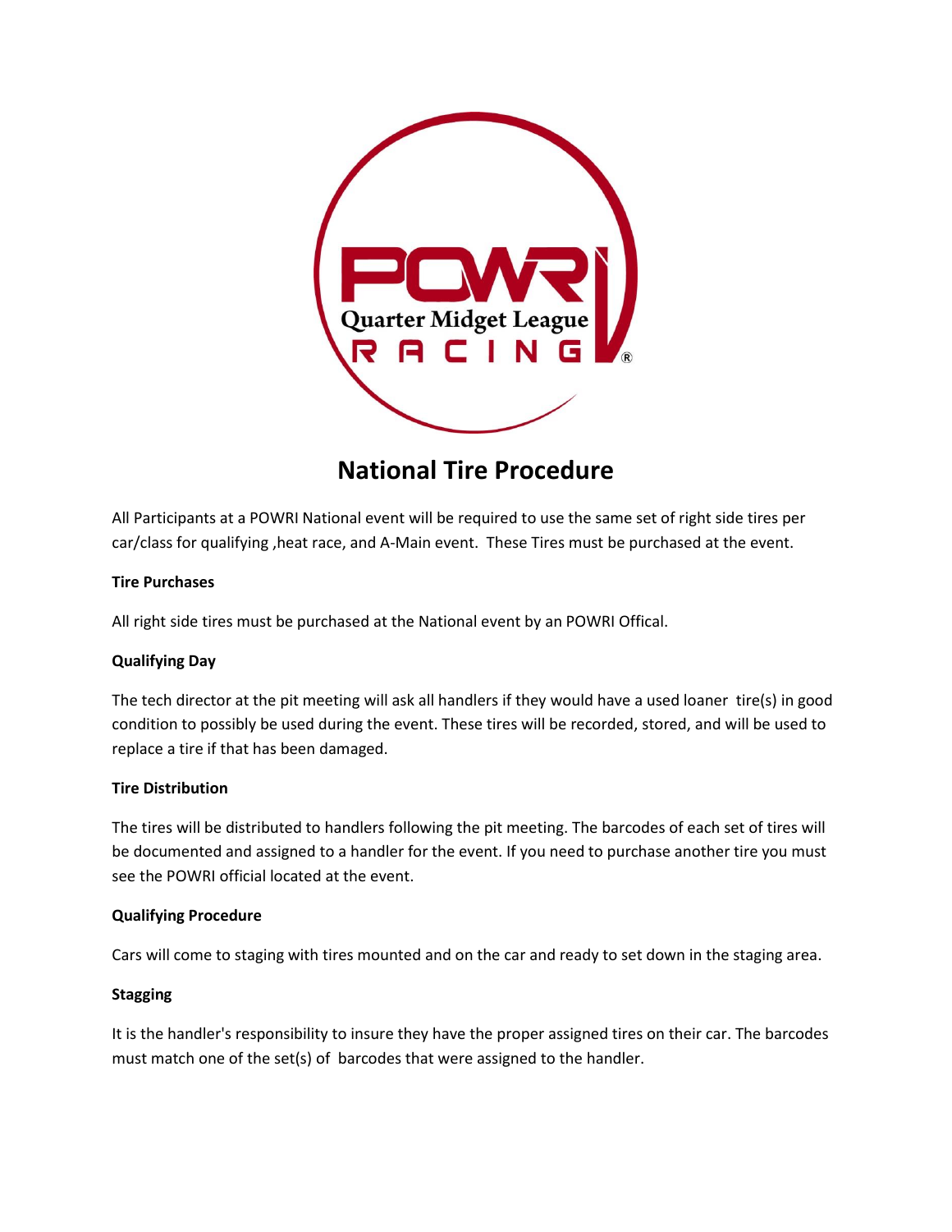# National Tire Procedure

All Participants at a POWRI National event will be required to use the same set of right side tires per car/class for qualifying ,heat race, and A-Main event. These Tires must be purchased at the event.

**Tire Purchases**

All right side tires must be purchased at the National event by an POWRI Offical.

**Qualifying Day**

The tech director at the pit meeting will ask all handlers if they would have a used loaner tire(s) in good condition to possibly be used during the event. These tires will be recorded, stored, and will be used to replace a tire if that has been damaged.

**Tire Distribution**

The tires will be distributed to handlers following the pit meeting. The barcodes of each set of tires will be documented and assigned to a handler for the event. If you need to purchase another tire you must see the POWRI official located at the event.

**Qualifying Procedure**

Cars will come to staging with tires mounted and on the car and ready to set down in the staging area.

**Stagging**

It is the handler's responsibility to insure they have the proper assigned tires on their car. The barcodes must match one of the set(s) of barcodes that were assigned to the handler.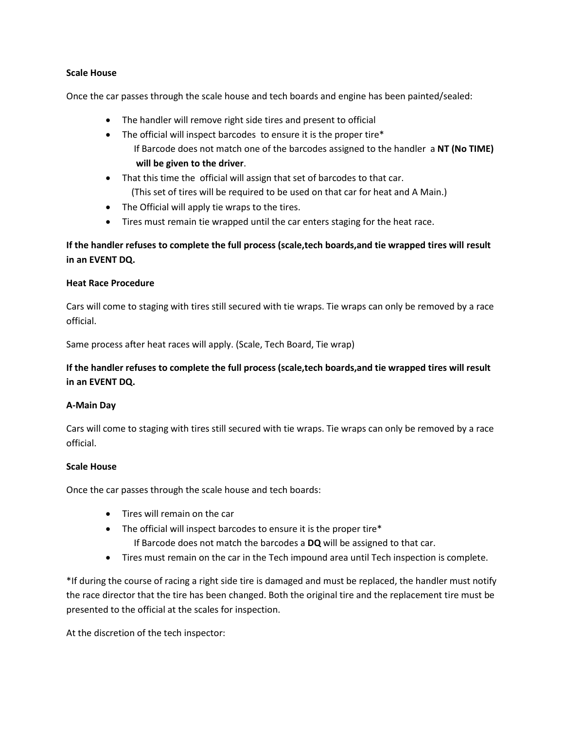**Scale House**

Once the car passes through the scale house and tech boards and engine has been painted/sealed:

- The handler will remove right side tires and present to official
- The official will inspect barcodes to ensure it is the proper tire*
  If Barcode does not match one of the barcodes assigned to the handler a **NT (No TIME) will be given to the driver**.
- That this time the official will assign that set of barcodes to that car.
  (This set of tires will be required to be used on that car for heat and A Main.)
- The Official will apply tie wraps to the tires.
- Tires must remain tie wrapped until the car enters staging for the heat race.

**If the handler refuses to complete the full process (scale,tech boards,and tie wrapped tires will result in an EVENT DQ.**

**Heat Race Procedure**

Cars will come to staging with tires still secured with tie wraps. Tie wraps can only be removed by a race official.

Same process after heat races will apply. (Scale, Tech Board, Tie wrap)

**If the handler refuses to complete the full process (scale,tech boards,and tie wrapped tires will result in an EVENT DQ.**

**A-Main Day**

Cars will come to staging with tires still secured with tie wraps. Tie wraps can only be removed by a race official.

**Scale House**

Once the car passes through the scale house and tech boards:

- Tires will remain on the car
- The official will inspect barcodes to ensure it is the proper tire*
  If Barcode does not match the barcodes a **DQ** will be assigned to that car.
- Tires must remain on the car in the Tech impound area until Tech inspection is complete.

*If during the course of racing a right side tire is damaged and must be replaced, the handler must notify the race director that the tire has been changed. Both the original tire and the replacement tire must be presented to the official at the scales for inspection.

At the discretion of the tech inspector: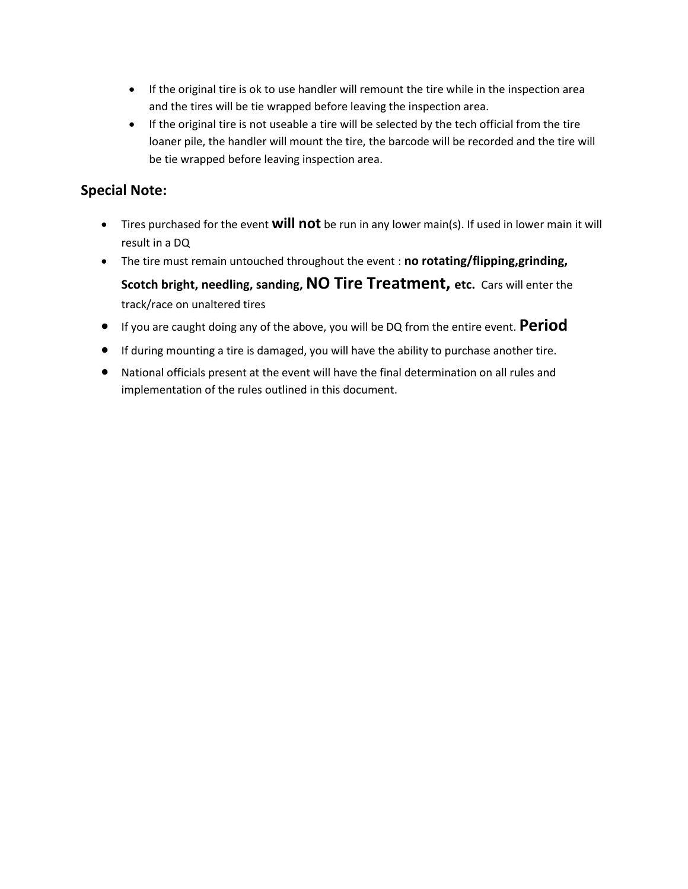- If the original tire is ok to use handler will remount the tire while in the inspection area and the tires will be tie wrapped before leaving the inspection area.
- If the original tire is not useable a tire will be selected by the tech official from the tire loaner pile, the handler will mount the tire, the barcode will be recorded and the tire will be tie wrapped before leaving inspection area.

## Special Note:

- Tires purchased for the event **will not** be run in any lower main(s). If used in lower main it will result in a DQ
- The tire must remain untouched throughout the event : **no rotating/flipping,grinding, Scotch bright, needling, sanding, NO Tire Treatment, etc.** Cars will enter the track/race on unaltered tires
- If you are caught doing any of the above, you will be DQ from the entire event. **Period**
- If during mounting a tire is damaged, you will have the ability to purchase another tire.
- National officials present at the event will have the final determination on all rules and implementation of the rules outlined in this document.